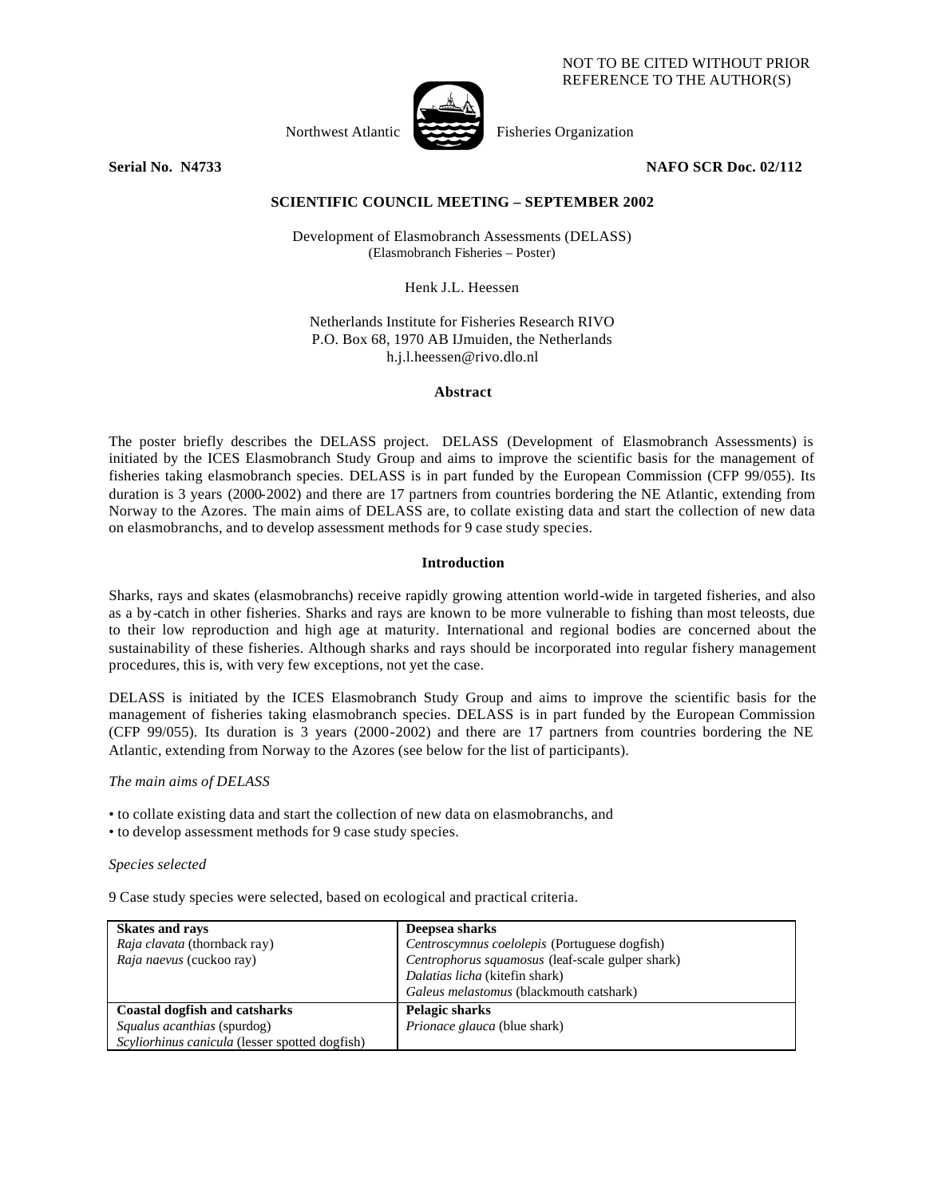NOT TO BE CITED WITHOUT PRIOR REFERENCE TO THE AUTHOR(S)

Northwest Atlantic Fisheries Organization

**Serial No. N4733** **NAFO SCR Doc. 02/112**

**SCIENTIFIC COUNCIL MEETING – SEPTEMBER 2002**

Development of Elasmobranch Assessments (DELASS)
(Elasmobranch Fisheries – Poster)

Henk J.L. Heessen

Netherlands Institute for Fisheries Research RIVO
P.O. Box 68, 1970 AB IJmuiden, the Netherlands
h.j.l.heessen@rivo.dlo.nl

## Abstract

The poster briefly describes the DELASS project. DELASS (Development of Elasmobranch Assessments) is initiated by the ICES Elasmobranch Study Group and aims to improve the scientific basis for the management of fisheries taking elasmobranch species. DELASS is in part funded by the European Commission (CFP 99/055). Its duration is 3 years (2000-2002) and there are 17 partners from countries bordering the NE Atlantic, extending from Norway to the Azores. The main aims of DELASS are, to collate existing data and start the collection of new data on elasmobranchs, and to develop assessment methods for 9 case study species.

## Introduction

Sharks, rays and skates (elasmobranchs) receive rapidly growing attention world-wide in targeted fisheries, and also as a by-catch in other fisheries. Sharks and rays are known to be more vulnerable to fishing than most teleosts, due to their low reproduction and high age at maturity. International and regional bodies are concerned about the sustainability of these fisheries. Although sharks and rays should be incorporated into regular fishery management procedures, this is, with very few exceptions, not yet the case.

DELASS is initiated by the ICES Elasmobranch Study Group and aims to improve the scientific basis for the management of fisheries taking elasmobranch species. DELASS is in part funded by the European Commission (CFP 99/055). Its duration is 3 years (2000-2002) and there are 17 partners from countries bordering the NE Atlantic, extending from Norway to the Azores (see below for the list of participants).

*The main aims of DELASS*

- to collate existing data and start the collection of new data on elasmobranchs, and
- to develop assessment methods for 9 case study species.

*Species selected*

9 Case study species were selected, based on ecological and practical criteria.

| **Skates and rays** | **Deepsea sharks** |
|---|---|
| *Raja clavata* (thornback ray) | *Centroscymnus coelolepis* (Portuguese dogfish) |
| *Raja naevus* (cuckoo ray) | *Centrophorus squamosus* (leaf-scale gulper shark) |
| | *Dalatias licha* (kitefin shark) |
| | *Galeus melastomus* (blackmouth catshark) |
| **Coastal dogfish and catsharks** | **Pelagic sharks** |
| *Squalus acanthias* (spurdog) | *Prionace glauca* (blue shark) |
| *Scyliorhinus canicula* (lesser spotted dogfish) | |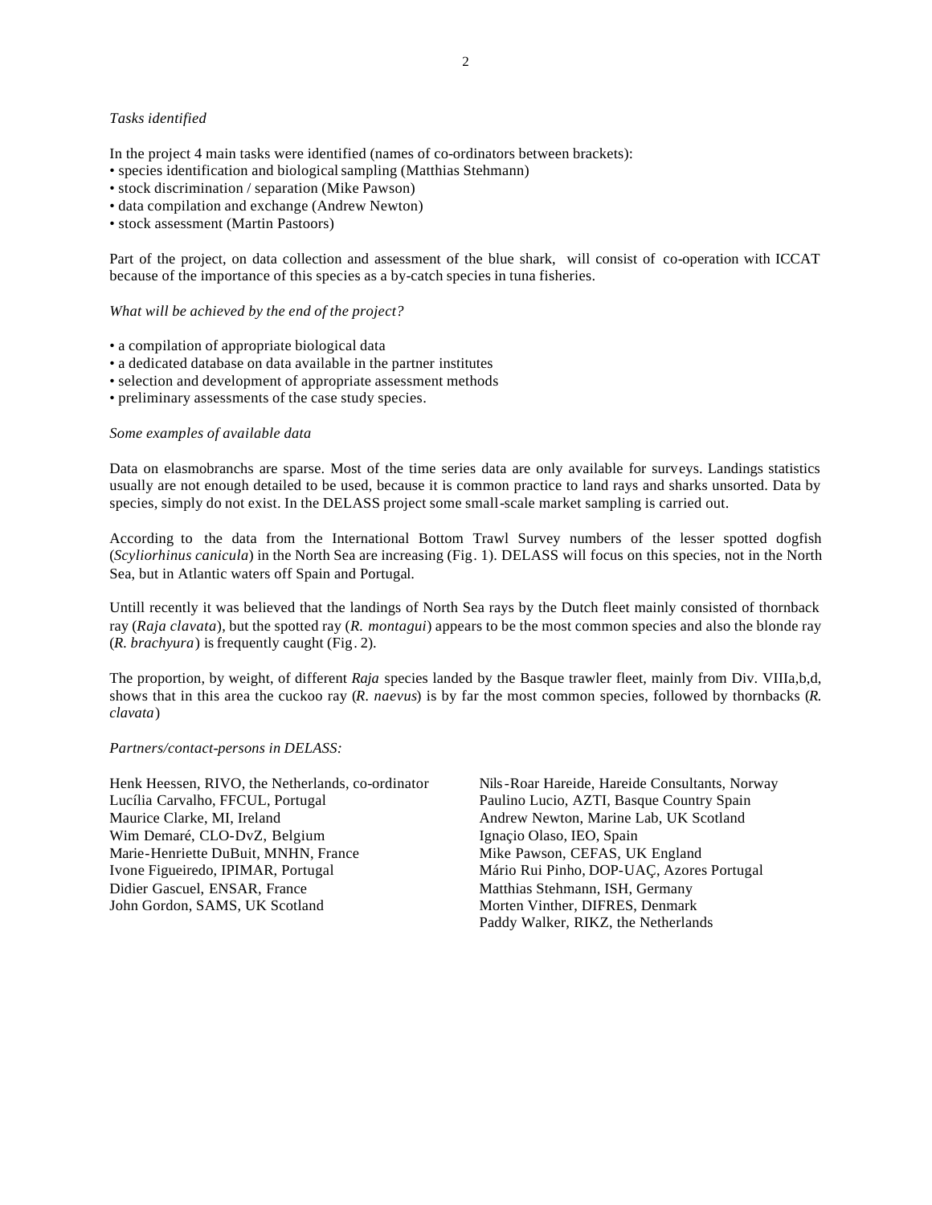*Tasks identified*

In the project 4 main tasks were identified (names of co-ordinators between brackets):

- species identification and biological sampling (Matthias Stehmann)
- stock discrimination / separation (Mike Pawson)
- data compilation and exchange (Andrew Newton)
- stock assessment (Martin Pastoors)

Part of the project, on data collection and assessment of the blue shark, will consist of co-operation with ICCAT because of the importance of this species as a by-catch species in tuna fisheries.

*What will be achieved by the end of the project?*

- a compilation of appropriate biological data
- a dedicated database on data available in the partner institutes
- selection and development of appropriate assessment methods
- preliminary assessments of the case study species.

*Some examples of available data*

Data on elasmobranchs are sparse. Most of the time series data are only available for surveys. Landings statistics usually are not enough detailed to be used, because it is common practice to land rays and sharks unsorted. Data by species, simply do not exist. In the DELASS project some small-scale market sampling is carried out.

According to the data from the International Bottom Trawl Survey numbers of the lesser spotted dogfish (*Scyliorhinus canicula*) in the North Sea are increasing (Fig. 1). DELASS will focus on this species, not in the North Sea, but in Atlantic waters off Spain and Portugal.

Untill recently it was believed that the landings of North Sea rays by the Dutch fleet mainly consisted of thornback ray (*Raja clavata*), but the spotted ray (*R. montagui*) appears to be the most common species and also the blonde ray (*R. brachyura*) is frequently caught (Fig. 2).

The proportion, by weight, of different *Raja* species landed by the Basque trawler fleet, mainly from Div. VIIIa,b,d, shows that in this area the cuckoo ray (*R. naevus*) is by far the most common species, followed by thornbacks (*R. clavata*)

*Partners/contact-persons in DELASS:*

Henk Heessen, RIVO, the Netherlands, co-ordinator
Lucília Carvalho, FFCUL, Portugal
Maurice Clarke, MI, Ireland
Wim Demaré, CLO-DvZ, Belgium
Marie-Henriette DuBuit, MNHN, France
Ivone Figueiredo, IPIMAR, Portugal
Didier Gascuel, ENSAR, France
John Gordon, SAMS, UK Scotland
Nils-Roar Hareide, Hareide Consultants, Norway
Paulino Lucio, AZTI, Basque Country Spain
Andrew Newton, Marine Lab, UK Scotland
Ignaçio Olaso, IEO, Spain
Mike Pawson, CEFAS, UK England
Mário Rui Pinho, DOP-UAÇ, Azores Portugal
Matthias Stehmann, ISH, Germany
Morten Vinther, DIFRES, Denmark
Paddy Walker, RIKZ, the Netherlands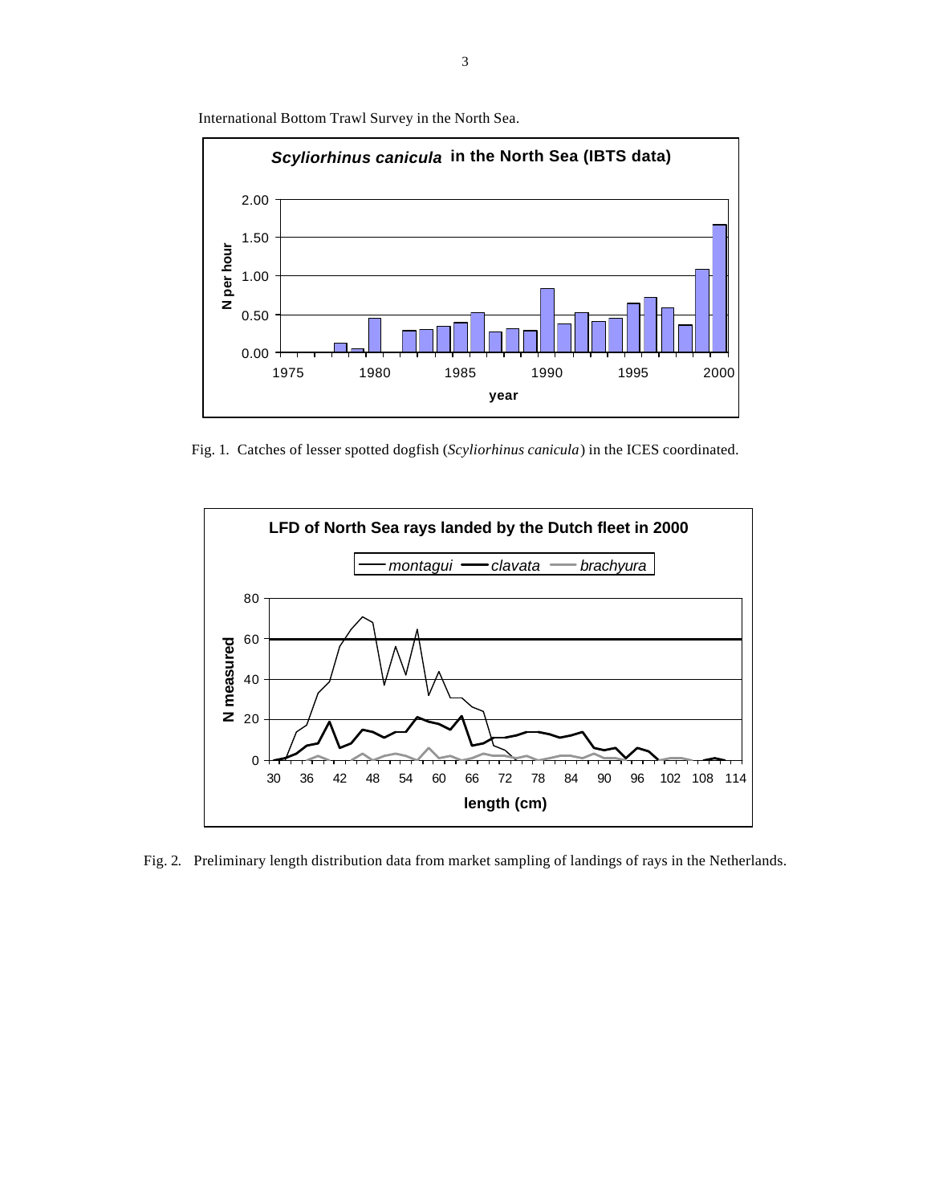International Bottom Trawl Survey in the North Sea.

Fig. 1. Catches of lesser spotted dogfish (*Scyliorhinus canicula*) in the ICES coordinated.

Fig. 2. Preliminary length distribution data from market sampling of landings of rays in the Netherlands.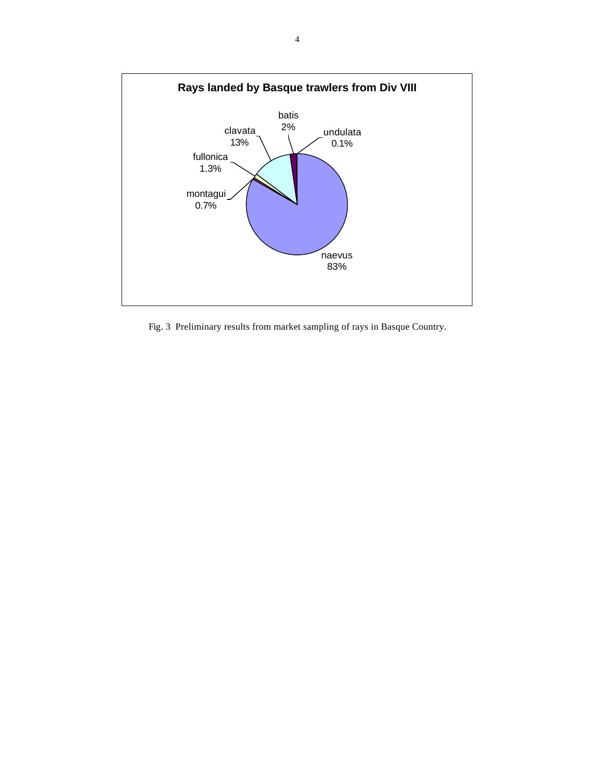Rays landed by Basque trawlers from Div VIII

batis
2%

clavata
13%

undulata
0.1%

fullonica
1.3%

montagui
0.7%

naevus
83%

Fig. 3 Preliminary results from market sampling of rays in Basque Country.